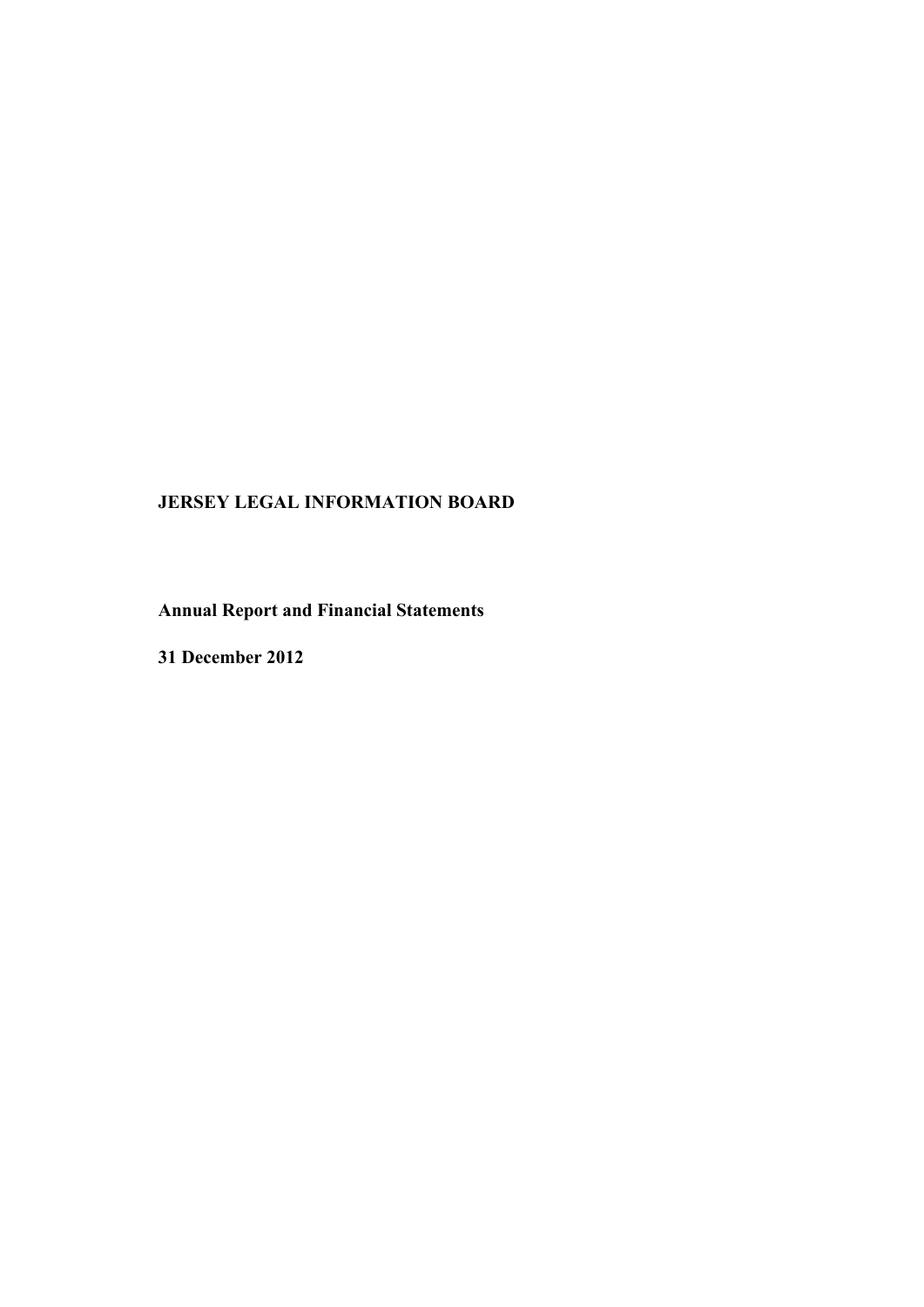# JERSEY LEGAL INFORMATION BOARD

**Annual Report and Financial Statements**

**31 December 2012**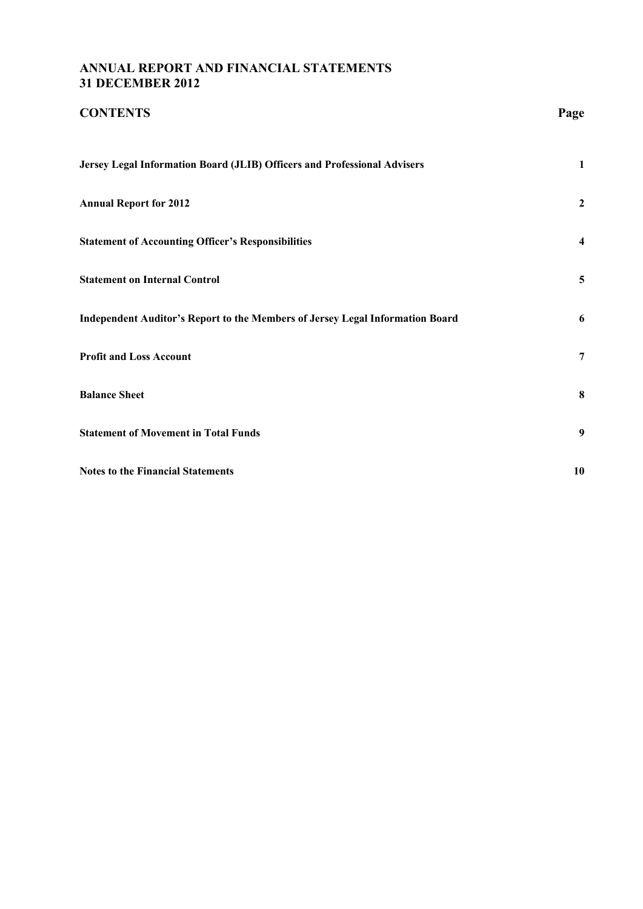# ANNUAL REPORT AND FINANCIAL STATEMENTS
# 31 DECEMBER 2012

| CONTENTS | Page |
|---|---|
| **Jersey Legal Information Board (JLIB) Officers and Professional Advisers** | 1 |
| **Annual Report for 2012** | 2 |
| **Statement of Accounting Officer's Responsibilities** | 4 |
| **Statement on Internal Control** | 5 |
| **Independent Auditor's Report to the Members of Jersey Legal Information Board** | 6 |
| **Profit and Loss Account** | 7 |
| **Balance Sheet** | 8 |
| **Statement of Movement in Total Funds** | 9 |
| **Notes to the Financial Statements** | 10 |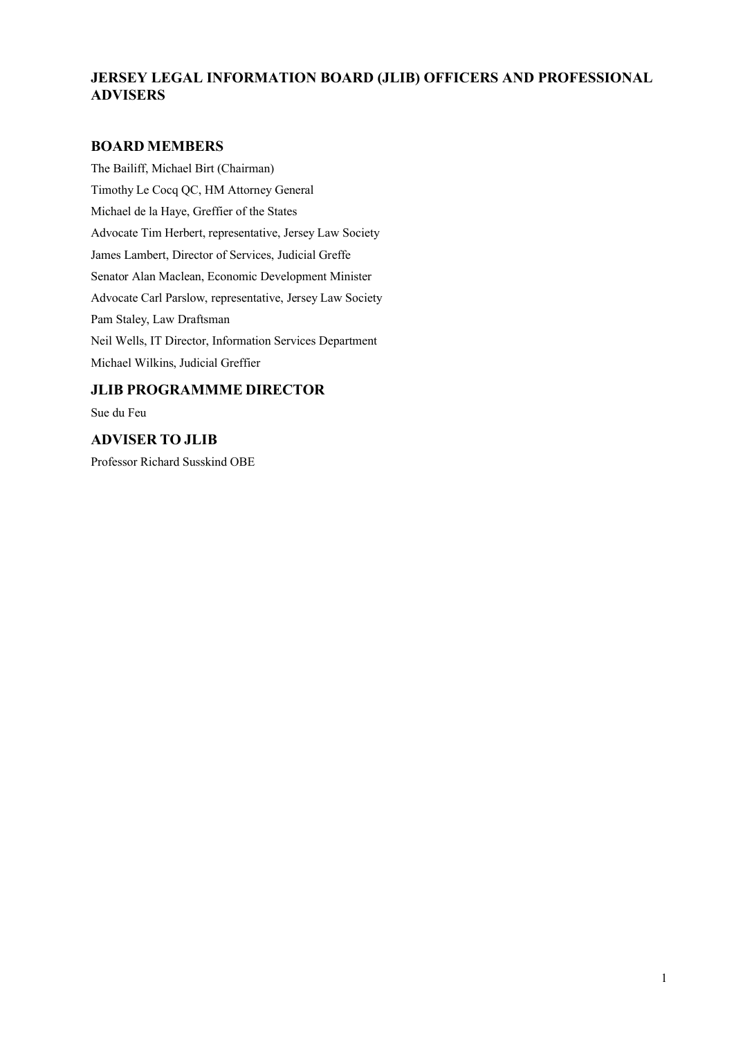# JERSEY LEGAL INFORMATION BOARD (JLIB) OFFICERS AND PROFESSIONAL ADVISERS

## BOARD MEMBERS

The Bailiff, Michael Birt (Chairman)

Timothy Le Cocq QC, HM Attorney General

Michael de la Haye, Greffier of the States

Advocate Tim Herbert, representative, Jersey Law Society

James Lambert, Director of Services, Judicial Greffe

Senator Alan Maclean, Economic Development Minister

Advocate Carl Parslow, representative, Jersey Law Society

Pam Staley, Law Draftsman

Neil Wells, IT Director, Information Services Department

Michael Wilkins, Judicial Greffier

## JLIB PROGRAMMME DIRECTOR

Sue du Feu

## ADVISER TO JLIB

Professor Richard Susskind OBE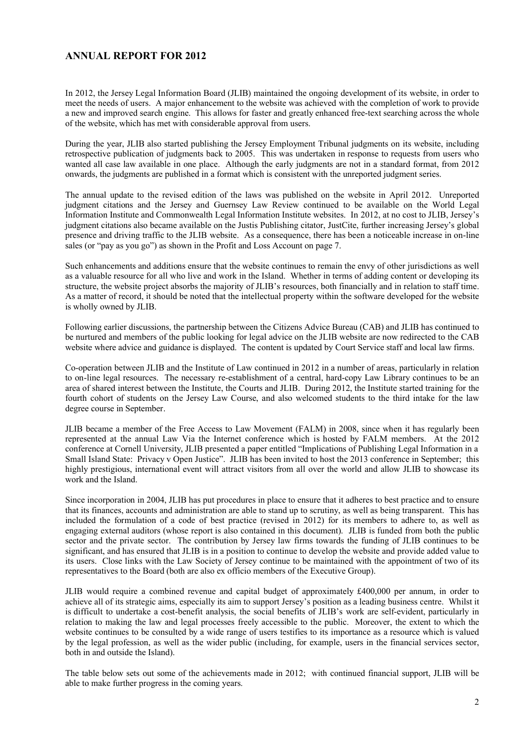## ANNUAL REPORT FOR 2012

In 2012, the Jersey Legal Information Board (JLIB) maintained the ongoing development of its website, in order to meet the needs of users. A major enhancement to the website was achieved with the completion of work to provide a new and improved search engine. This allows for faster and greatly enhanced free-text searching across the whole of the website, which has met with considerable approval from users.

During the year, JLIB also started publishing the Jersey Employment Tribunal judgments on its website, including retrospective publication of judgments back to 2005. This was undertaken in response to requests from users who wanted all case law available in one place. Although the early judgments are not in a standard format, from 2012 onwards, the judgments are published in a format which is consistent with the unreported judgment series.

The annual update to the revised edition of the laws was published on the website in April 2012. Unreported judgment citations and the Jersey and Guernsey Law Review continued to be available on the World Legal Information Institute and Commonwealth Legal Information Institute websites. In 2012, at no cost to JLIB, Jersey's judgment citations also became available on the Justis Publishing citator, JustCite, further increasing Jersey's global presence and driving traffic to the JLIB website. As a consequence, there has been a noticeable increase in on-line sales (or "pay as you go") as shown in the Profit and Loss Account on page 7.

Such enhancements and additions ensure that the website continues to remain the envy of other jurisdictions as well as a valuable resource for all who live and work in the Island. Whether in terms of adding content or developing its structure, the website project absorbs the majority of JLIB's resources, both financially and in relation to staff time. As a matter of record, it should be noted that the intellectual property within the software developed for the website is wholly owned by JLIB.

Following earlier discussions, the partnership between the Citizens Advice Bureau (CAB) and JLIB has continued to be nurtured and members of the public looking for legal advice on the JLIB website are now redirected to the CAB website where advice and guidance is displayed. The content is updated by Court Service staff and local law firms.

Co-operation between JLIB and the Institute of Law continued in 2012 in a number of areas, particularly in relation to on-line legal resources. The necessary re-establishment of a central, hard-copy Law Library continues to be an area of shared interest between the Institute, the Courts and JLIB. During 2012, the Institute started training for the fourth cohort of students on the Jersey Law Course, and also welcomed students to the third intake for the law degree course in September.

JLIB became a member of the Free Access to Law Movement (FALM) in 2008, since when it has regularly been represented at the annual Law Via the Internet conference which is hosted by FALM members. At the 2012 conference at Cornell University, JLIB presented a paper entitled "Implications of Publishing Legal Information in a Small Island State: Privacy v Open Justice". JLIB has been invited to host the 2013 conference in September; this highly prestigious, international event will attract visitors from all over the world and allow JLIB to showcase its work and the Island.

Since incorporation in 2004, JLIB has put procedures in place to ensure that it adheres to best practice and to ensure that its finances, accounts and administration are able to stand up to scrutiny, as well as being transparent. This has included the formulation of a code of best practice (revised in 2012) for its members to adhere to, as well as engaging external auditors (whose report is also contained in this document). JLIB is funded from both the public sector and the private sector. The contribution by Jersey law firms towards the funding of JLIB continues to be significant, and has ensured that JLIB is in a position to continue to develop the website and provide added value to its users. Close links with the Law Society of Jersey continue to be maintained with the appointment of two of its representatives to the Board (both are also ex officio members of the Executive Group).

JLIB would require a combined revenue and capital budget of approximately £400,000 per annum, in order to achieve all of its strategic aims, especially its aim to support Jersey's position as a leading business centre. Whilst it is difficult to undertake a cost-benefit analysis, the social benefits of JLIB's work are self-evident, particularly in relation to making the law and legal processes freely accessible to the public. Moreover, the extent to which the website continues to be consulted by a wide range of users testifies to its importance as a resource which is valued by the legal profession, as well as the wider public (including, for example, users in the financial services sector, both in and outside the Island).

The table below sets out some of the achievements made in 2012; with continued financial support, JLIB will be able to make further progress in the coming years.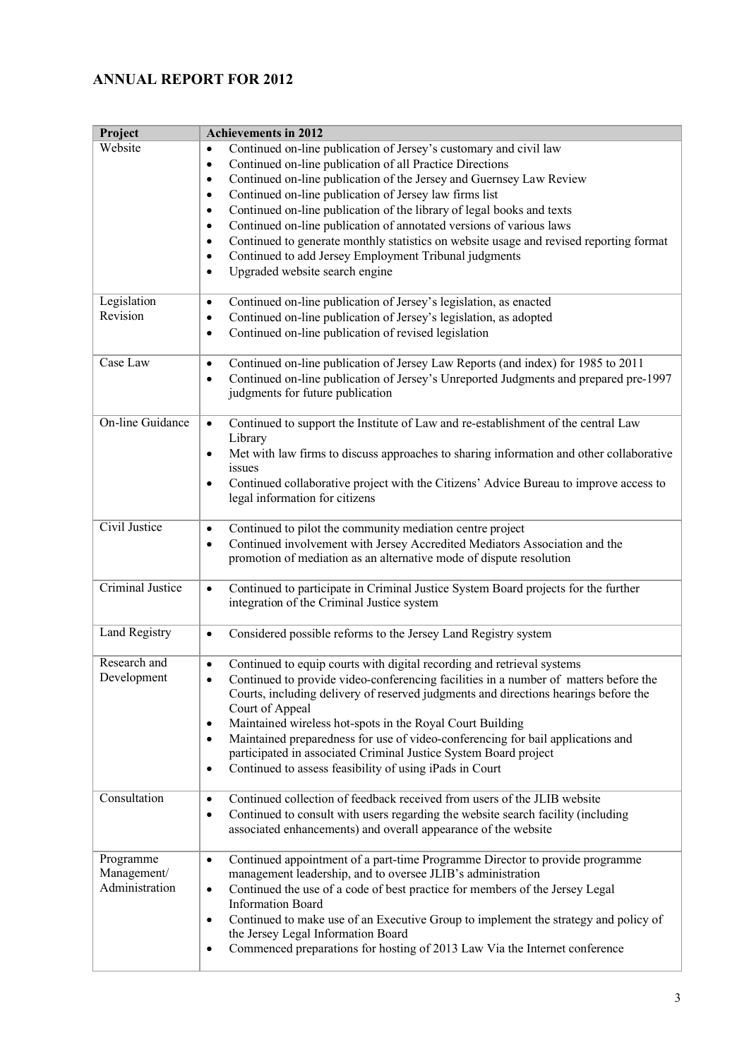## ANNUAL REPORT FOR 2012

| Project | Achievements in 2012 |
|---|---|
| Website | • Continued on-line publication of Jersey's customary and civil law<br>• Continued on-line publication of all Practice Directions<br>• Continued on-line publication of the Jersey and Guernsey Law Review<br>• Continued on-line publication of Jersey law firms list<br>• Continued on-line publication of the library of legal books and texts<br>• Continued on-line publication of annotated versions of various laws<br>• Continued to generate monthly statistics on website usage and revised reporting format<br>• Continued to add Jersey Employment Tribunal judgments<br>• Upgraded website search engine |
| Legislation Revision | • Continued on-line publication of Jersey's legislation, as enacted<br>• Continued on-line publication of Jersey's legislation, as adopted<br>• Continued on-line publication of revised legislation |
| Case Law | • Continued on-line publication of Jersey Law Reports (and index) for 1985 to 2011<br>• Continued on-line publication of Jersey's Unreported Judgments and prepared pre-1997 judgments for future publication |
| On-line Guidance | • Continued to support the Institute of Law and re-establishment of the central Law Library<br>• Met with law firms to discuss approaches to sharing information and other collaborative issues<br>• Continued collaborative project with the Citizens' Advice Bureau to improve access to legal information for citizens |
| Civil Justice | • Continued to pilot the community mediation centre project<br>• Continued involvement with Jersey Accredited Mediators Association and the promotion of mediation as an alternative mode of dispute resolution |
| Criminal Justice | • Continued to participate in Criminal Justice System Board projects for the further integration of the Criminal Justice system |
| Land Registry | • Considered possible reforms to the Jersey Land Registry system |
| Research and Development | • Continued to equip courts with digital recording and retrieval systems<br>• Continued to provide video-conferencing facilities in a number of matters before the Courts, including delivery of reserved judgments and directions hearings before the Court of Appeal<br>• Maintained wireless hot-spots in the Royal Court Building<br>• Maintained preparedness for use of video-conferencing for bail applications and participated in associated Criminal Justice System Board project<br>• Continued to assess feasibility of using iPads in Court |
| Consultation | • Continued collection of feedback received from users of the JLIB website<br>• Continued to consult with users regarding the website search facility (including associated enhancements) and overall appearance of the website |
| Programme Management/ Administration | • Continued appointment of a part-time Programme Director to provide programme management leadership, and to oversee JLIB's administration<br>• Continued the use of a code of best practice for members of the Jersey Legal Information Board<br>• Continued to make use of an Executive Group to implement the strategy and policy of the Jersey Legal Information Board<br>• Commenced preparations for hosting of 2013 Law Via the Internet conference |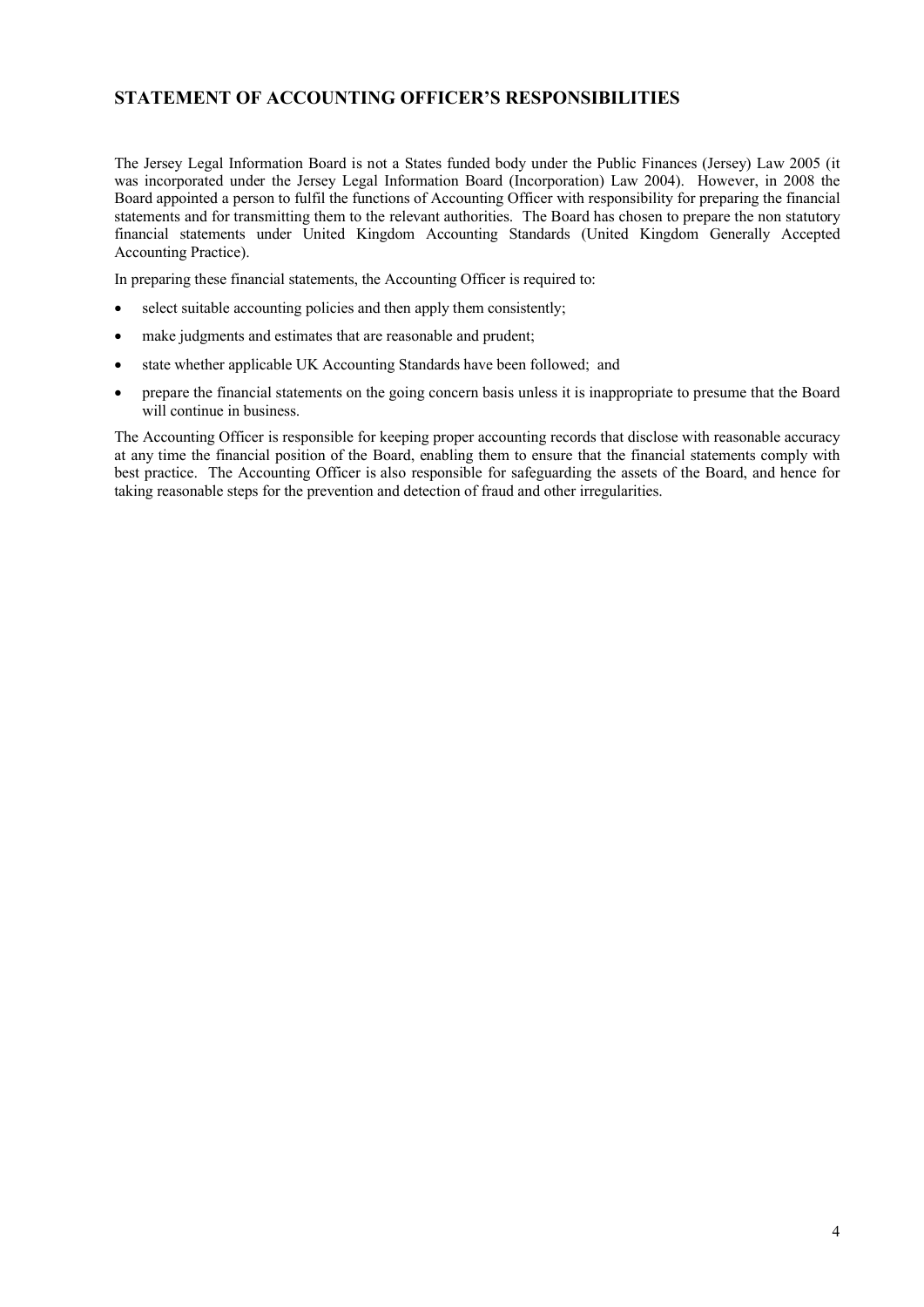## STATEMENT OF ACCOUNTING OFFICER'S RESPONSIBILITIES

The Jersey Legal Information Board is not a States funded body under the Public Finances (Jersey) Law 2005 (it was incorporated under the Jersey Legal Information Board (Incorporation) Law 2004). However, in 2008 the Board appointed a person to fulfil the functions of Accounting Officer with responsibility for preparing the financial statements and for transmitting them to the relevant authorities. The Board has chosen to prepare the non statutory financial statements under United Kingdom Accounting Standards (United Kingdom Generally Accepted Accounting Practice).

In preparing these financial statements, the Accounting Officer is required to:

- select suitable accounting policies and then apply them consistently;
- make judgments and estimates that are reasonable and prudent;
- state whether applicable UK Accounting Standards have been followed; and
- prepare the financial statements on the going concern basis unless it is inappropriate to presume that the Board will continue in business.

The Accounting Officer is responsible for keeping proper accounting records that disclose with reasonable accuracy at any time the financial position of the Board, enabling them to ensure that the financial statements comply with best practice. The Accounting Officer is also responsible for safeguarding the assets of the Board, and hence for taking reasonable steps for the prevention and detection of fraud and other irregularities.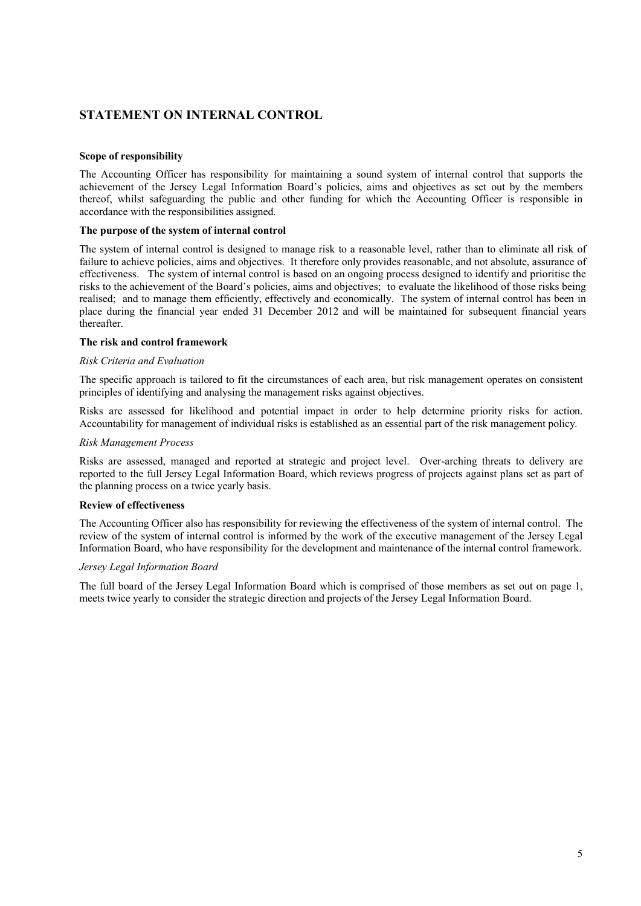## STATEMENT ON INTERNAL CONTROL

**Scope of responsibility**

The Accounting Officer has responsibility for maintaining a sound system of internal control that supports the achievement of the Jersey Legal Information Board's policies, aims and objectives as set out by the members thereof, whilst safeguarding the public and other funding for which the Accounting Officer is responsible in accordance with the responsibilities assigned.

**The purpose of the system of internal control**

The system of internal control is designed to manage risk to a reasonable level, rather than to eliminate all risk of failure to achieve policies, aims and objectives. It therefore only provides reasonable, and not absolute, assurance of effectiveness. The system of internal control is based on an ongoing process designed to identify and prioritise the risks to the achievement of the Board's policies, aims and objectives; to evaluate the likelihood of those risks being realised; and to manage them efficiently, effectively and economically. The system of internal control has been in place during the financial year ended 31 December 2012 and will be maintained for subsequent financial years thereafter.

**The risk and control framework**

*Risk Criteria and Evaluation*

The specific approach is tailored to fit the circumstances of each area, but risk management operates on consistent principles of identifying and analysing the management risks against objectives.

Risks are assessed for likelihood and potential impact in order to help determine priority risks for action. Accountability for management of individual risks is established as an essential part of the risk management policy.

*Risk Management Process*

Risks are assessed, managed and reported at strategic and project level. Over-arching threats to delivery are reported to the full Jersey Legal Information Board, which reviews progress of projects against plans set as part of the planning process on a twice yearly basis.

**Review of effectiveness**

The Accounting Officer also has responsibility for reviewing the effectiveness of the system of internal control. The review of the system of internal control is informed by the work of the executive management of the Jersey Legal Information Board, who have responsibility for the development and maintenance of the internal control framework.

*Jersey Legal Information Board*

The full board of the Jersey Legal Information Board which is comprised of those members as set out on page 1, meets twice yearly to consider the strategic direction and projects of the Jersey Legal Information Board.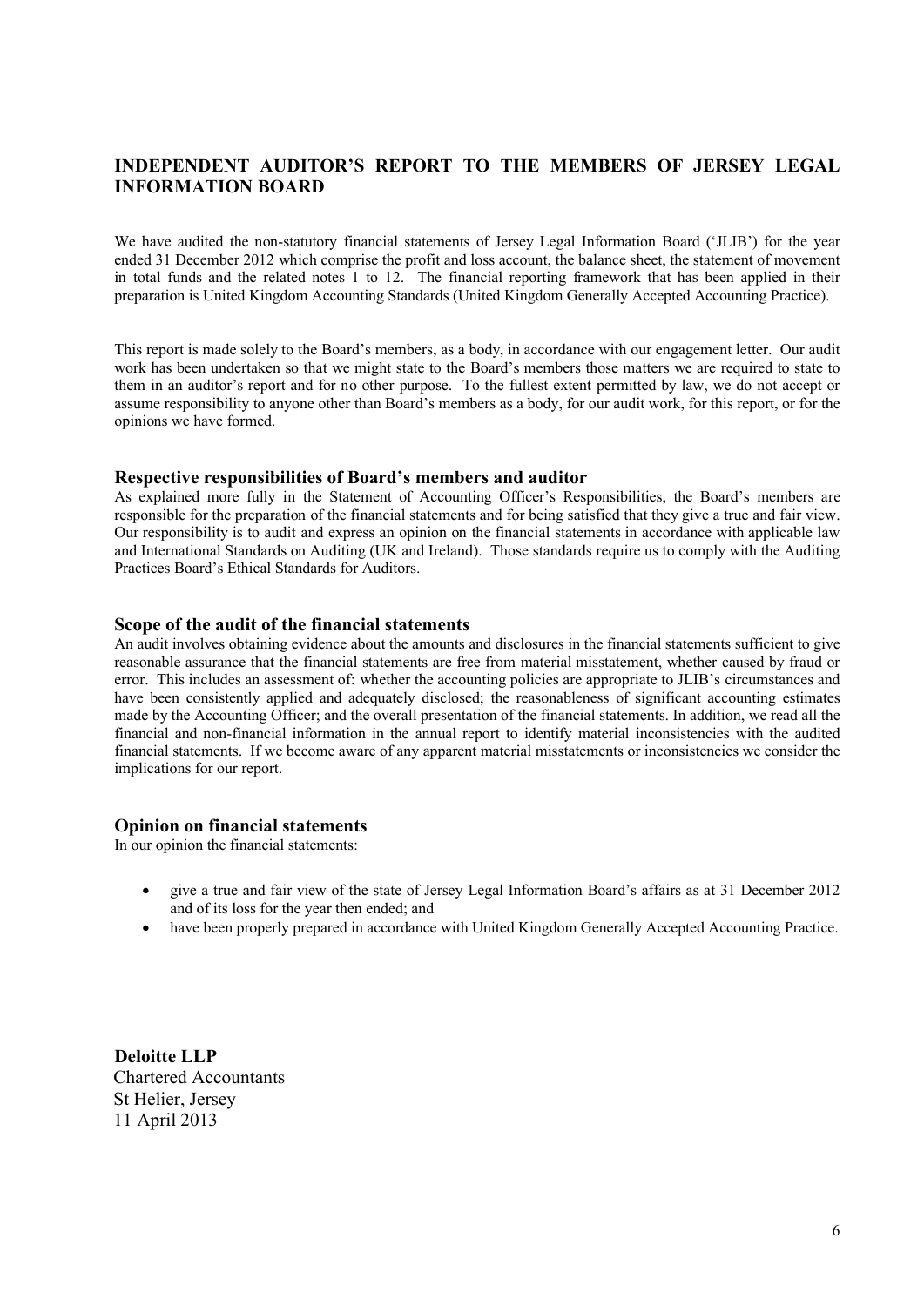# INDEPENDENT AUDITOR'S REPORT TO THE MEMBERS OF JERSEY LEGAL INFORMATION BOARD

We have audited the non-statutory financial statements of Jersey Legal Information Board ('JLIB') for the year ended 31 December 2012 which comprise the profit and loss account, the balance sheet, the statement of movement in total funds and the related notes 1 to 12. The financial reporting framework that has been applied in their preparation is United Kingdom Accounting Standards (United Kingdom Generally Accepted Accounting Practice).

This report is made solely to the Board's members, as a body, in accordance with our engagement letter. Our audit work has been undertaken so that we might state to the Board's members those matters we are required to state to them in an auditor's report and for no other purpose. To the fullest extent permitted by law, we do not accept or assume responsibility to anyone other than Board's members as a body, for our audit work, for this report, or for the opinions we have formed.

## Respective responsibilities of Board's members and auditor

As explained more fully in the Statement of Accounting Officer's Responsibilities, the Board's members are responsible for the preparation of the financial statements and for being satisfied that they give a true and fair view. Our responsibility is to audit and express an opinion on the financial statements in accordance with applicable law and International Standards on Auditing (UK and Ireland). Those standards require us to comply with the Auditing Practices Board's Ethical Standards for Auditors.

## Scope of the audit of the financial statements

An audit involves obtaining evidence about the amounts and disclosures in the financial statements sufficient to give reasonable assurance that the financial statements are free from material misstatement, whether caused by fraud or error. This includes an assessment of: whether the accounting policies are appropriate to JLIB's circumstances and have been consistently applied and adequately disclosed; the reasonableness of significant accounting estimates made by the Accounting Officer; and the overall presentation of the financial statements. In addition, we read all the financial and non-financial information in the annual report to identify material inconsistencies with the audited financial statements. If we become aware of any apparent material misstatements or inconsistencies we consider the implications for our report.

## Opinion on financial statements

In our opinion the financial statements:

- give a true and fair view of the state of Jersey Legal Information Board's affairs as at 31 December 2012 and of its loss for the year then ended; and
- have been properly prepared in accordance with United Kingdom Generally Accepted Accounting Practice.

**Deloitte LLP**
Chartered Accountants
St Helier, Jersey
11 April 2013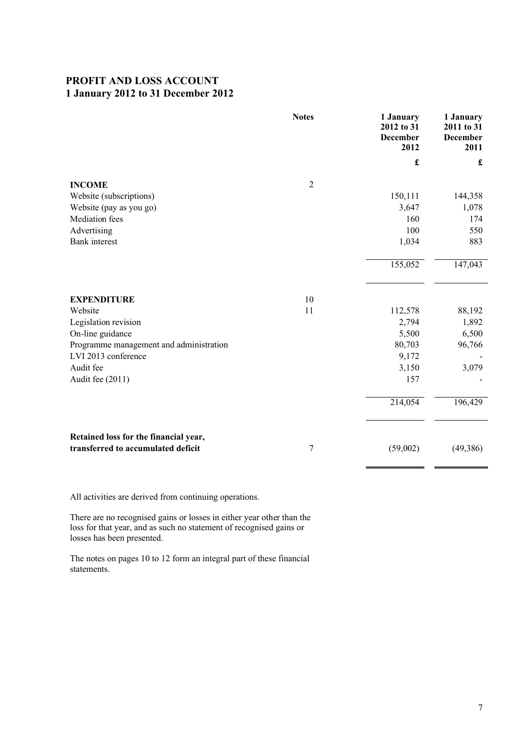## PROFIT AND LOSS ACCOUNT
## 1 January 2012 to 31 December 2012

| | Notes | 1 January 2012 to 31 December 2012 | 1 January 2011 to 31 December 2011 |
|---|---|---|---|
| | | £ | £ |
| **INCOME** | 2 | | |
| Website (subscriptions) | | 150,111 | 144,358 |
| Website (pay as you go) | | 3,647 | 1,078 |
| Mediation fees | | 160 | 174 |
| Advertising | | 100 | 550 |
| Bank interest | | 1,034 | 883 |
| | | 155,052 | 147,043 |
| **EXPENDITURE** | 10 | | |
| Website | 11 | 112,578 | 88,192 |
| Legislation revision | | 2,794 | 1,892 |
| On-line guidance | | 5,500 | 6,500 |
| Programme management and administration | | 80,703 | 96,766 |
| LVI 2013 conference | | 9,172 | - |
| Audit fee | | 3,150 | 3,079 |
| Audit fee (2011) | | 157 | - |
| | | 214,054 | 196,429 |
| **Retained loss for the financial year, transferred to accumulated deficit** | 7 | (59,002) | (49,386) |

All activities are derived from continuing operations.

There are no recognised gains or losses in either year other than the loss for that year, and as such no statement of recognised gains or losses has been presented.

The notes on pages 10 to 12 form an integral part of these financial statements.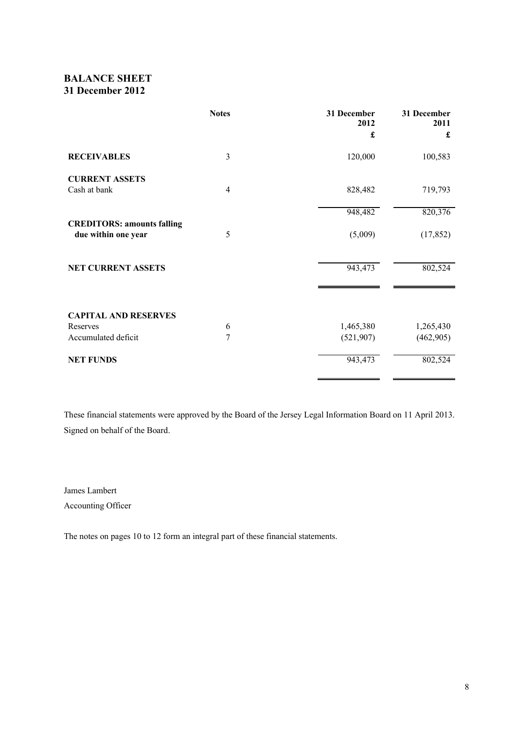# BALANCE SHEET
## 31 December 2012

| | Notes | 31 December 2012 £ | 31 December 2011 £ |
|---|---|---|---|
| **RECEIVABLES** | 3 | 120,000 | 100,583 |
| **CURRENT ASSETS** | | | |
| Cash at bank | 4 | 828,482 | 719,793 |
| | | 948,482 | 820,376 |
| **CREDITORS: amounts falling due within one year** | 5 | (5,009) | (17,852) |
| **NET CURRENT ASSETS** | | 943,473 | 802,524 |
| **CAPITAL AND RESERVES** | | | |
| Reserves | 6 | 1,465,380 | 1,265,430 |
| Accumulated deficit | 7 | (521,907) | (462,905) |
| **NET FUNDS** | | 943,473 | 802,524 |

These financial statements were approved by the Board of the Jersey Legal Information Board on 11 April 2013.

Signed on behalf of the Board.

James Lambert

Accounting Officer

The notes on pages 10 to 12 form an integral part of these financial statements.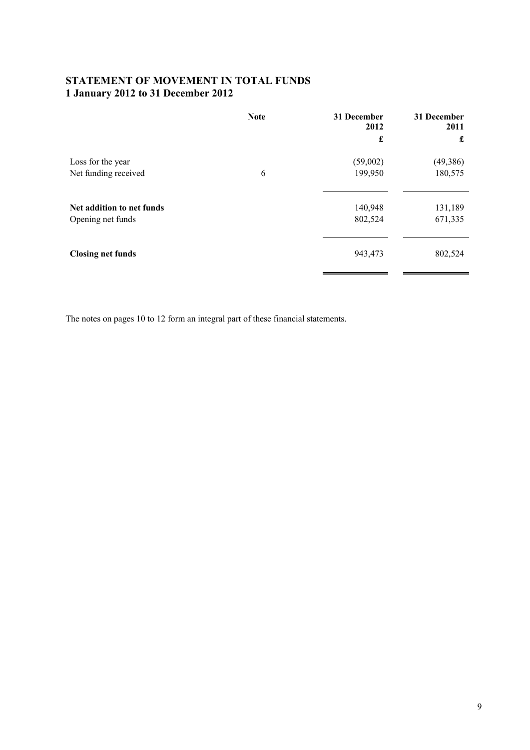## STATEMENT OF MOVEMENT IN TOTAL FUNDS
## 1 January 2012 to 31 December 2012

| | Note | 31 December 2012 | 31 December 2011 |
|---|---|---|---|
| | | £ | £ |
| Loss for the year | | (59,002) | (49,386) |
| Net funding received | 6 | 199,950 | 180,575 |
| **Net addition to net funds** | | 140,948 | 131,189 |
| Opening net funds | | 802,524 | 671,335 |
| **Closing net funds** | | 943,473 | 802,524 |

The notes on pages 10 to 12 form an integral part of these financial statements.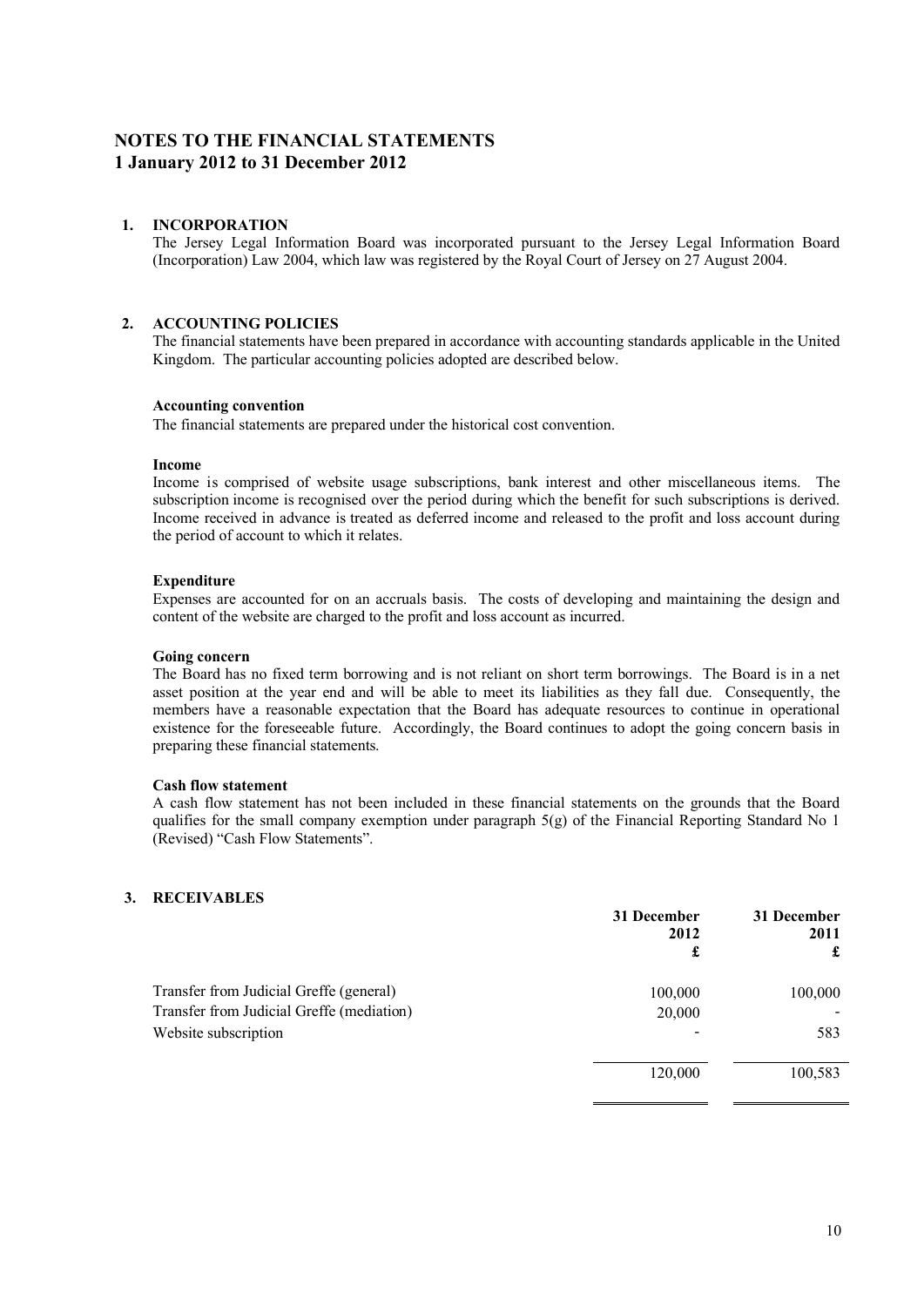# NOTES TO THE FINANCIAL STATEMENTS
## 1 January 2012 to 31 December 2012

### 1. INCORPORATION

The Jersey Legal Information Board was incorporated pursuant to the Jersey Legal Information Board (Incorporation) Law 2004, which law was registered by the Royal Court of Jersey on 27 August 2004.

### 2. ACCOUNTING POLICIES

The financial statements have been prepared in accordance with accounting standards applicable in the United Kingdom. The particular accounting policies adopted are described below.

**Accounting convention**

The financial statements are prepared under the historical cost convention.

**Income**

Income is comprised of website usage subscriptions, bank interest and other miscellaneous items. The subscription income is recognised over the period during which the benefit for such subscriptions is derived. Income received in advance is treated as deferred income and released to the profit and loss account during the period of account to which it relates.

**Expenditure**

Expenses are accounted for on an accruals basis. The costs of developing and maintaining the design and content of the website are charged to the profit and loss account as incurred.

**Going concern**

The Board has no fixed term borrowing and is not reliant on short term borrowings. The Board is in a net asset position at the year end and will be able to meet its liabilities as they fall due. Consequently, the members have a reasonable expectation that the Board has adequate resources to continue in operational existence for the foreseeable future. Accordingly, the Board continues to adopt the going concern basis in preparing these financial statements.

**Cash flow statement**

A cash flow statement has not been included in these financial statements on the grounds that the Board qualifies for the small company exemption under paragraph 5(g) of the Financial Reporting Standard No 1 (Revised) "Cash Flow Statements".

### 3. RECEIVABLES

| | 31 December 2012 £ | 31 December 2011 £ |
|---|---|---|
| Transfer from Judicial Greffe (general) | 100,000 | 100,000 |
| Transfer from Judicial Greffe (mediation) | 20,000 | - |
| Website subscription | - | 583 |
| | 120,000 | 100,583 |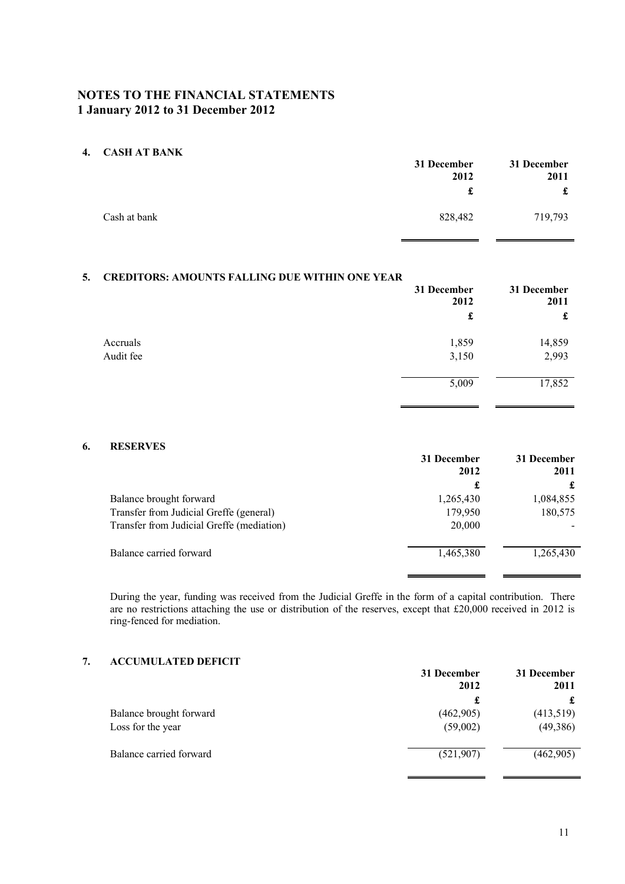# NOTES TO THE FINANCIAL STATEMENTS
## 1 January 2012 to 31 December 2012

### 4. CASH AT BANK

| | 31 December 2012 | 31 December 2011 |
|---|---|---|
| | £ | £ |
| Cash at bank | 828,482 | 719,793 |

### 5. CREDITORS: AMOUNTS FALLING DUE WITHIN ONE YEAR

| | 31 December 2012 | 31 December 2011 |
|---|---|---|
| | £ | £ |
| Accruals | 1,859 | 14,859 |
| Audit fee | 3,150 | 2,993 |
| | 5,009 | 17,852 |

### 6. RESERVES

| | 31 December 2012 | 31 December 2011 |
|---|---|---|
| | £ | £ |
| Balance brought forward | 1,265,430 | 1,084,855 |
| Transfer from Judicial Greffe (general) | 179,950 | 180,575 |
| Transfer from Judicial Greffe (mediation) | 20,000 | - |
| Balance carried forward | 1,465,380 | 1,265,430 |

During the year, funding was received from the Judicial Greffe in the form of a capital contribution. There are no restrictions attaching the use or distribution of the reserves, except that £20,000 received in 2012 is ring-fenced for mediation.

### 7. ACCUMULATED DEFICIT

| | 31 December 2012 | 31 December 2011 |
|---|---|---|
| | £ | £ |
| Balance brought forward | (462,905) | (413,519) |
| Loss for the year | (59,002) | (49,386) |
| Balance carried forward | (521,907) | (462,905) |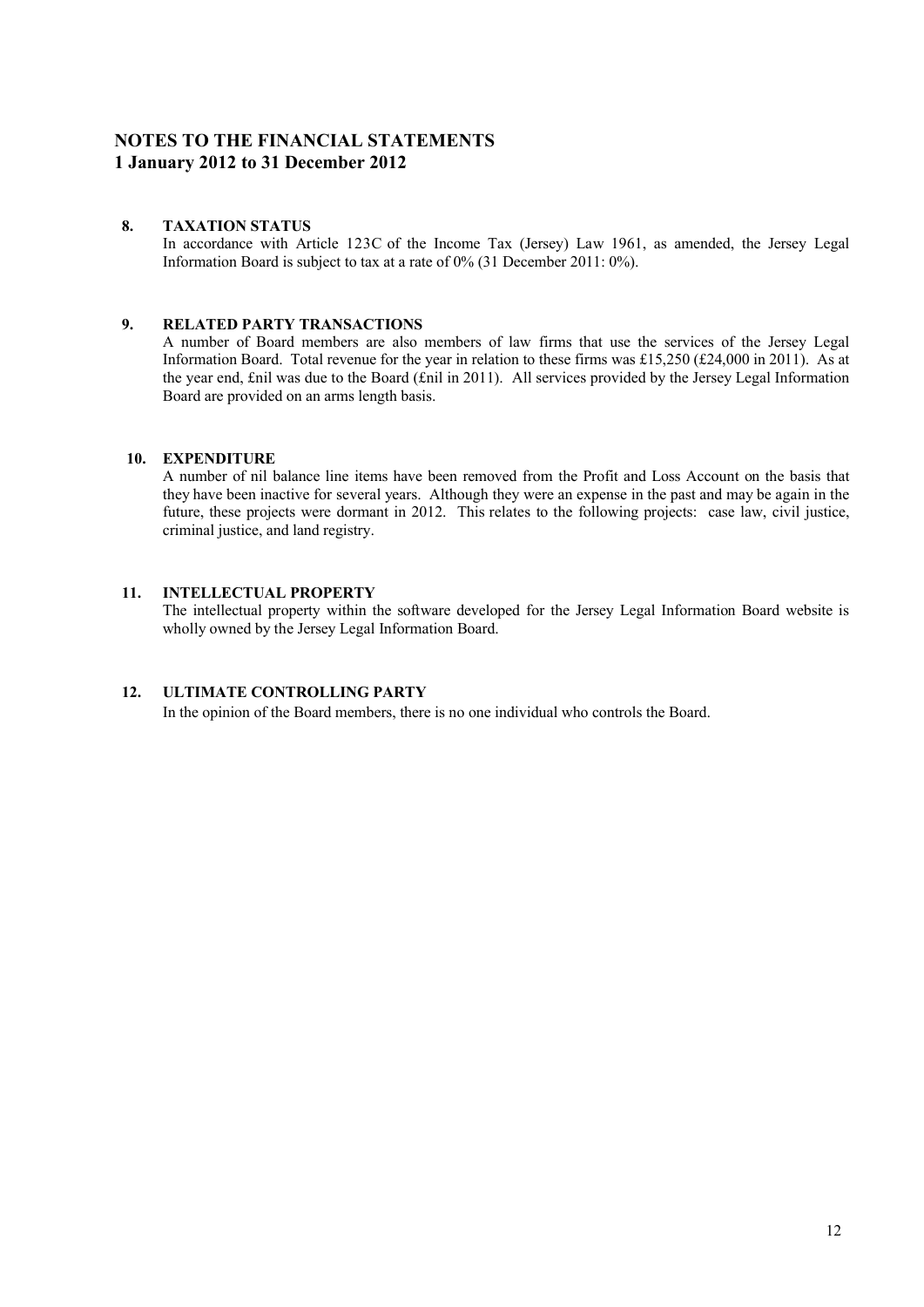## NOTES TO THE FINANCIAL STATEMENTS
## 1 January 2012 to 31 December 2012

### 8. TAXATION STATUS

In accordance with Article 123C of the Income Tax (Jersey) Law 1961, as amended, the Jersey Legal Information Board is subject to tax at a rate of 0% (31 December 2011: 0%).

### 9. RELATED PARTY TRANSACTIONS

A number of Board members are also members of law firms that use the services of the Jersey Legal Information Board. Total revenue for the year in relation to these firms was £15,250 (£24,000 in 2011). As at the year end, £nil was due to the Board (£nil in 2011). All services provided by the Jersey Legal Information Board are provided on an arms length basis.

### 10. EXPENDITURE

A number of nil balance line items have been removed from the Profit and Loss Account on the basis that they have been inactive for several years. Although they were an expense in the past and may be again in the future, these projects were dormant in 2012. This relates to the following projects: case law, civil justice, criminal justice, and land registry.

### 11. INTELLECTUAL PROPERTY

The intellectual property within the software developed for the Jersey Legal Information Board website is wholly owned by the Jersey Legal Information Board.

### 12. ULTIMATE CONTROLLING PARTY

In the opinion of the Board members, there is no one individual who controls the Board.